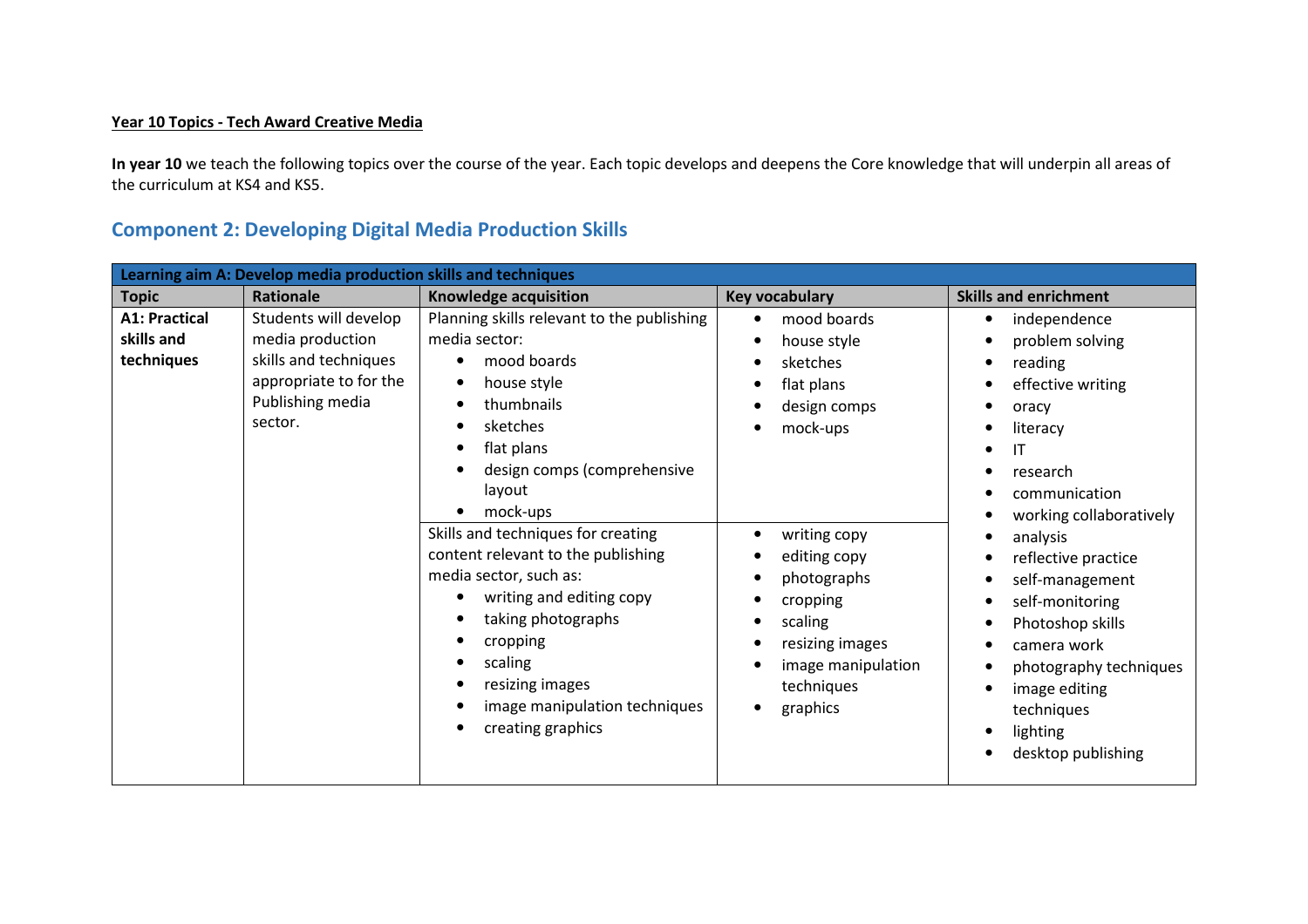**Year 10 Topics - Tech Award Creative Media**

**In year 10** we teach the following topics over the course of the year. Each topic develops and deepens the Core knowledge that will underpin all areas of the curriculum at KS4 and KS5.

## Component 2: Developing Digital Media Production Skills

| Learning aim A: Develop media production skills and techniques | | | | |
|---|---|---|---|---|
| **Topic** | **Rationale** | **Knowledge acquisition** | **Key vocabulary** | **Skills and enrichment** |
| **A1: Practical skills and techniques** | Students will develop media production skills and techniques appropriate to for the Publishing media sector. | Planning skills relevant to the publishing media sector:<br>• mood boards<br>• house style<br>• thumbnails<br>• sketches<br>• flat plans<br>• design comps (comprehensive layout<br>• mock-ups | • mood boards<br>• house style<br>• sketches<br>• flat plans<br>• design comps<br>• mock-ups | • independence<br>• problem solving<br>• reading<br>• effective writing<br>• oracy<br>• literacy<br>• IT<br>• research<br>• communication<br>• working collaboratively<br>• analysis<br>• reflective practice<br>• self-management<br>• self-monitoring<br>• Photoshop skills<br>• camera work<br>• photography techniques<br>• image editing techniques<br>• lighting<br>• desktop publishing |
| | | Skills and techniques for creating content relevant to the publishing media sector, such as:<br>• writing and editing copy<br>• taking photographs<br>• cropping<br>• scaling<br>• resizing images<br>• image manipulation techniques<br>• creating graphics | • writing copy<br>• editing copy<br>• photographs<br>• cropping<br>• scaling<br>• resizing images<br>• image manipulation techniques<br>• graphics | |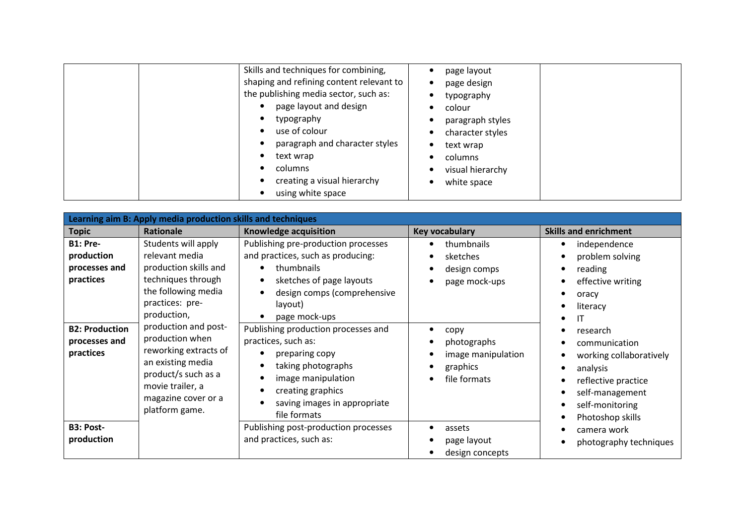| | | Knowledge acquisition | Key vocabulary | |
|---|---|---|---|---|
| | | Skills and techniques for combining, shaping and refining content relevant to the publishing media sector, such as:<br>• page layout and design<br>• typography<br>• use of colour<br>• paragraph and character styles<br>• text wrap<br>• columns<br>• creating a visual hierarchy<br>• using white space | • page layout<br>• page design<br>• typography<br>• colour<br>• paragraph styles<br>• character styles<br>• text wrap<br>• columns<br>• visual hierarchy<br>• white space | |

| Learning aim B: Apply media production skills and techniques | | | | |
|---|---|---|---|---|
| **Topic** | **Rationale** | **Knowledge acquisition** | **Key vocabulary** | **Skills and enrichment** |
| **B1: Pre-production processes and practices** | Students will apply relevant media production skills and techniques through the following media practices: pre-production, production and post-production when reworking extracts of an existing media product/s such as a movie trailer, a magazine cover or a platform game. | Publishing pre-production processes and practices, such as producing:<br>• thumbnails<br>• sketches of page layouts<br>• design comps (comprehensive layout)<br>• page mock-ups | • thumbnails<br>• sketches<br>• design comps<br>• page mock-ups | • independence<br>• problem solving<br>• reading<br>• effective writing<br>• oracy<br>• literacy<br>• IT<br>• research<br>• communication<br>• working collaboratively<br>• analysis<br>• reflective practice<br>• self-management<br>• self-monitoring<br>• Photoshop skills<br>• camera work<br>• photography techniques |
| **B2: Production processes and practices** | | Publishing production processes and practices, such as:<br>• preparing copy<br>• taking photographs<br>• image manipulation<br>• creating graphics<br>• saving images in appropriate file formats | • copy<br>• photographs<br>• image manipulation<br>• graphics<br>• file formats | |
| **B3: Post-production** | | Publishing post-production processes and practices, such as: | • assets<br>• page layout<br>• design concepts | |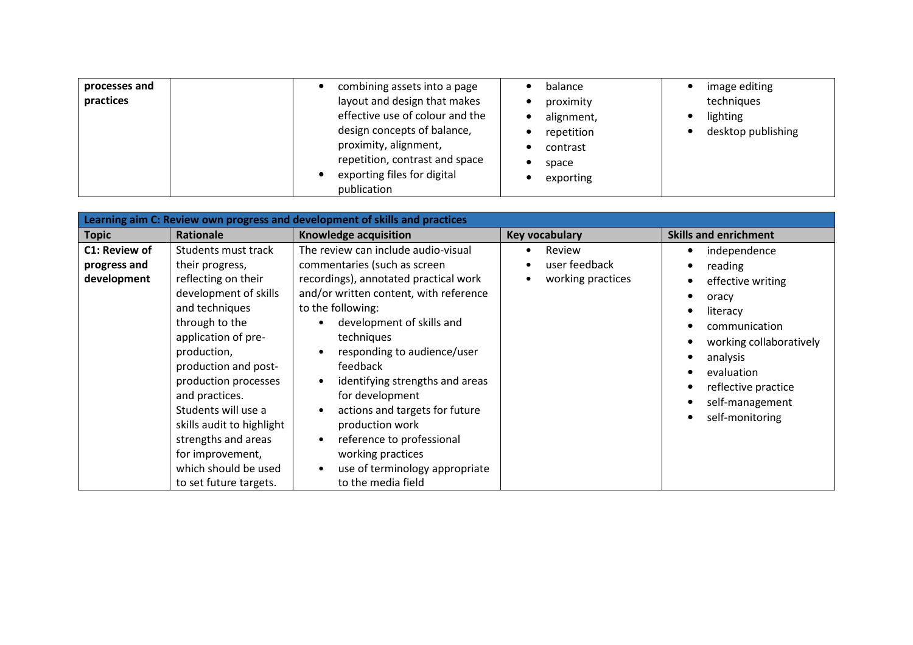| | | | | |
|---|---|---|---|---|
| **processes and practices** | | • combining assets into a page layout and design that makes effective use of colour and the design concepts of balance, proximity, alignment, repetition, contrast and space<br>• exporting files for digital publication | • balance<br>• proximity<br>• alignment,<br>• repetition<br>• contrast<br>• space<br>• exporting | • image editing techniques<br>• lighting<br>• desktop publishing |

| **Learning aim C: Review own progress and development of skills and practices** | | | | |
|---|---|---|---|---|
| **Topic** | **Rationale** | **Knowledge acquisition** | **Key vocabulary** | **Skills and enrichment** |
| **C1: Review of progress and development** | Students must track their progress, reflecting on their development of skills and techniques through to the application of pre-production, production and post-production processes and practices. Students will use a skills audit to highlight strengths and areas for improvement, which should be used to set future targets. | The review can include audio-visual commentaries (such as screen recordings), annotated practical work and/or written content, with reference to the following:<br>• development of skills and techniques<br>• responding to audience/user feedback<br>• identifying strengths and areas for development<br>• actions and targets for future production work<br>• reference to professional working practices<br>• use of terminology appropriate to the media field | • Review<br>• user feedback<br>• working practices | • independence<br>• reading<br>• effective writing<br>• oracy<br>• literacy<br>• communication<br>• working collaboratively<br>• analysis<br>• evaluation<br>• reflective practice<br>• self-management<br>• self-monitoring |